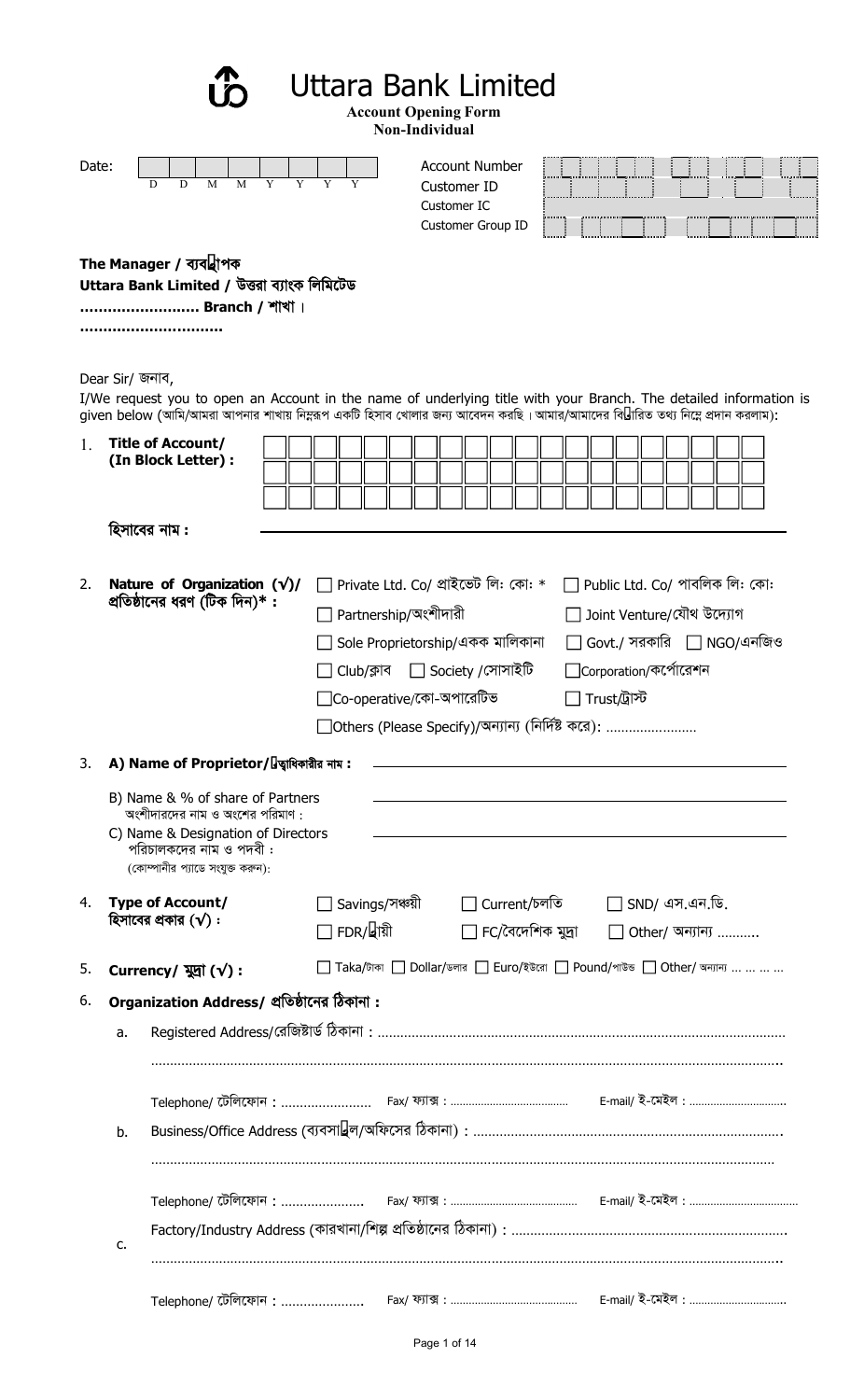# Uttara Bank Limited

**Account Opening Form**
**Non-Individual**

Date: | D | D | M | M | Y | Y | Y | Y |

Account Number
Customer ID
Customer IC
Customer Group ID

**The Manager / ব্যবস্থাপক**
**Uttara Bank Limited / উত্তরা ব্যাংক লিমিটেড**
**....................... Branch / শাখা।**
**..............................**

Dear Sir/ জনাব,

I/We request you to open an Account in the name of underlying title with your Branch. The detailed information is given below (আমি/আমরা আপনার শাখায় নিম্নরূপ একটি হিসাব খোলার জন্য আবেদন করছি। আমার/আমাদের বিস্তারিত তথ্য নিম্নে প্রদান করলাম):

1. **Title of Account/ (In Block Letter) :**

   **হিসাবের নাম :** ____________________

2. **Nature of Organization (√)/ প্রতিষ্ঠানের ধরণ (টিক দিন)\* :**
   - ☐ Private Ltd. Co/ প্রাইভেট লি: কো: \*
   - ☐ Public Ltd. Co/ পাবলিক লি: কো:
   - ☐ Partnership/অংশীদারী
   - ☐ Joint Venture/যৌথ উদ্যোগ
   - ☐ Sole Proprietorship/একক মালিকানা
   - ☐ Govt./ সরকারি
   - ☐ NGO/এনজিও
   - ☐ Club/ক্লাব
   - ☐ Society /সোসাইটি
   - ☐ Corporation/কর্পোরেশন
   - ☐ Co-operative/কো-অপারেটিভ
   - ☐ Trust/ট্রাস্ট
   - ☐ Others (Please Specify)/অন্যান্য (নির্দিষ্ট করে): ......................

3. **A) Name of Proprietor/স্বত্বাধিকারীর নাম :** ____________________

   B) Name & % of share of Partners
   অংশীদারদের নাম ও অংশের পরিমাণ : ____________________

   C) Name & Designation of Directors
   পরিচালকদের নাম ও পদবী :
   (কোম্পানীর প্যাডে সংযুক্ত করুন): ____________________

4. **Type of Account/ হিসাবের প্রকার (√) :**
   - ☐ Savings/সঞ্চয়ী
   - ☐ Current/চলতি
   - ☐ SND/ এস.এন.ডি.
   - ☐ FDR/স্থায়ী
   - ☐ FC/বৈদেশিক মুদ্রা
   - ☐ Other/ অন্যান্য ..........

5. **Currency/ মুদ্রা (√) :** ☐ Taka/টাকা ☐ Dollar/ডলার ☐ Euro/ইউরো ☐ Pound/পাউন্ড ☐ Other/ অন্যান্য ... ... ... ...

6. **Organization Address/ প্রতিষ্ঠানের ঠিকানা :**

   a. Registered Address/রেজিষ্টার্ড ঠিকানা : ..........................................................................................................

   ..........................................................................................................................................................

   Telephone/ টেলিফোন : ....................... Fax/ ফ্যাক্স : ....................................... E-mail/ ই-মেইল : ...............................

   b. Business/Office Address (ব্যবসাস্থল/অফিসের ঠিকানা) : ................................................................................

   ..........................................................................................................................................................

   Telephone/ টেলিফোন : ..................... Fax/ ফ্যাক্স : ......................................... E-mail/ ই-মেইল : ...................................

   c. Factory/Industry Address (কারখানা/শিল্প প্রতিষ্ঠানের ঠিকানা) : ......................................................................

   ..........................................................................................................................................................

   Telephone/ টেলিফোন : ..................... Fax/ ফ্যাক্স : ......................................... E-mail/ ই-মেইল : ...............................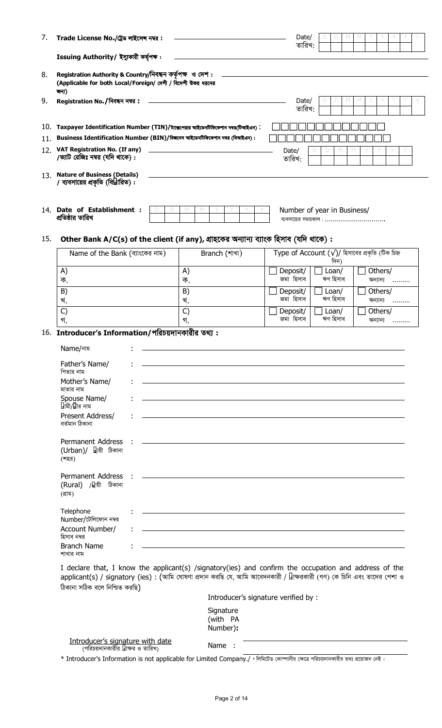7. **Trade License No./ট্রেড লাইসেন্স নম্বর :** \_\_\_\_\_\_\_\_\_\_\_\_\_\_\_\_ Date/ তারিখ: D D M M Y Y Y Y

**Issuing Authority/ ইস্যুকারী কর্তৃপক্ষ :** \_\_\_\_\_\_\_\_\_\_\_\_\_\_\_\_

8. **Registration Authority & Country/নিবন্ধন কর্তৃপক্ষ ও দেশ : (Applicable for both Local/Foreign/ দেশী / বিদেশী উভয় ধরনের জন্য)** \_\_\_\_\_\_\_\_\_\_\_\_\_\_\_\_

9. **Registration No./নিবন্ধন নম্বর :** \_\_\_\_\_\_\_\_\_\_\_\_\_\_\_\_ Date/ তারিখ: D D M M Y Y Y Y

10. **Taxpayer Identification Number (TIN)/ট্যাক্সপেয়ার আইডেনটিফিকেশন নম্বর(টিআইএন) :** ☐☐☐☐☐☐☐☐☐☐☐☐

11. **Business Identification Number (BIN)/বিজনেস আইডেনটিফিকেশন নম্বর (বিআইএন) :** ☐☐☐☐☐☐☐☐☐☐☐☐☐

12. **VAT Registration No. (If any) /ভ্যাট রেজিঃ নম্বর (যদি থাকে) :** \_\_\_\_\_\_\_\_\_\_\_\_\_\_\_\_ Date/ তারিখ: D D M M Y Y Y Y

13. **Nature of Business (Details) / ব্যবসায়ের প্রকৃতি (বিস্তারিত) :** \_\_\_\_\_\_\_\_\_\_\_\_\_\_\_\_

14. **Date of Establishment : প্রতিষ্ঠার তারিখ** D D M M Y Y Y Y    Number of year in Business/ ব্যবসায়ের সময়কাল : ..............................

15. **Other Bank A/C(s) of the client (if any), গ্রাহকের অন্যান্য ব্যাংক হিসাব (যদি থাকে) :**

| Name of the Bank (ব্যাংকের নাম) | Branch (শাখা) | Type of Account (√)/ হিসাবের প্রকৃতি (টিক চিহ্ন দিন) |
|---|---|---|
| A) ক. | A) ক. | ☐ Deposit/ জমা হিসাব ☐ Loan/ ঋণ হিসাব ☐ Others/ অন্যান্য ........ |
| B) খ. | B) খ. | ☐ Deposit/ জমা হিসাব ☐ Loan/ ঋণ হিসাব ☐ Others/ অন্যান্য ........ |
| C) গ. | C) গ. | ☐ Deposit/ জমা হিসাব ☐ Loan/ ঋণ হিসাব ☐ Others/ অন্যান্য ........ |

16. **Introducer's Information/পরিচয়দানকারীর তথ্য :**

Name/নাম : \_\_\_\_\_\_\_\_\_\_\_\_\_\_\_\_

Father's Name/ পিতার নাম : \_\_\_\_\_\_\_\_\_\_\_\_\_\_\_\_

Mother's Name/ মাতার নাম : \_\_\_\_\_\_\_\_\_\_\_\_\_\_\_\_

Spouse Name/ স্বামী/স্ত্রীর নাম : \_\_\_\_\_\_\_\_\_\_\_\_\_\_\_\_

Present Address/ বর্তমান ঠিকানা : \_\_\_\_\_\_\_\_\_\_\_\_\_\_\_\_

Permanent Address (Urban)/ স্থায়ী ঠিকানা (শহর) : \_\_\_\_\_\_\_\_\_\_\_\_\_\_\_\_

Permanent Address (Rural) /স্থায়ী ঠিকানা (গ্রাম) : \_\_\_\_\_\_\_\_\_\_\_\_\_\_\_\_

Telephone Number/টেলিফোন নম্বর : \_\_\_\_\_\_\_\_\_\_\_\_\_\_\_\_

Account Number/ হিসাব নম্বর : \_\_\_\_\_\_\_\_\_\_\_\_\_\_\_\_

Branch Name শাখার নাম : \_\_\_\_\_\_\_\_\_\_\_\_\_\_\_\_

I declare that, I know the applicant(s) /signatory(ies) and confirm the occupation and address of the applicant(s) / signatory (ies) : (আমি ঘোষণা প্রদান করছি যে, আমি আবেদনকারী / স্বাক্ষরকারী (গণ) কে চিনি এবং তাদের পেশা ও ঠিকানা সঠিক বলে নিশ্চিত করছি)

Introducer's signature verified by :

Signature (with PA Number): \_\_\_\_\_\_\_\_\_\_\_\_\_\_\_\_

Introducer's signature with date (পরিচয়দানকারীর স্বাক্ষর ও তারিখ)

Name : \_\_\_\_\_\_\_\_\_\_\_\_\_\_\_\_

\* Introducer's Information is not applicable for Limited Company./ \* লিমিটেড কোম্পানীর ক্ষেত্রে পরিচয়দানকারীর তথ্য প্রয়োজন নেই ।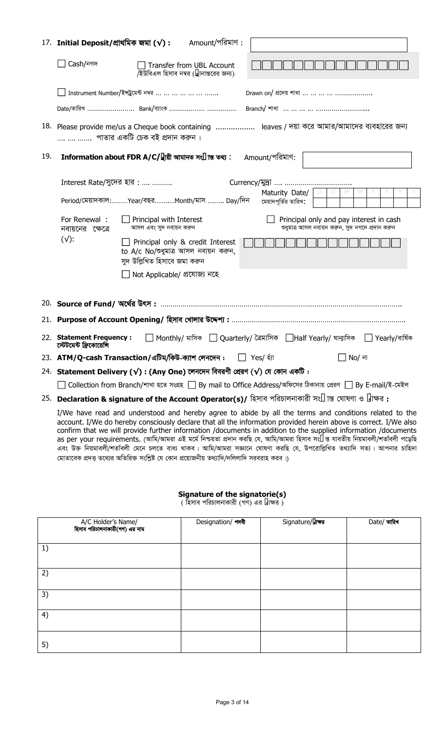17. **Initial Deposit/প্রাথমিক জমা (√) :** Amount/পরিমাণ :

☐ Cash/নগদ ☐ Transfer from UBL Account /ইউবিএল হিসাব নম্বর (স্থানান্তরের জন্য)

☐ Instrument Number/ইন্সট্রুমেন্ট নম্বর ... ... ... ... ... ....... Drawn on/ প্রদেয় শাখা ... ... ... ... ...................

Date/তারিখ ........................ Bank/ব্যাংক ................. .............. Branch/ শাখা ... ... ... ... ...........................

18. Please provide me/us a Cheque book containing ................. leaves / দয়া করে আমার/আমাদের ব্যবহারের জন্য .... .... ....... পাতার একটি চেক বই প্রদান করুন।

19. **Information about FDR A/C/স্থায়ী আমানত সংক্রান্ত তথ্য :** Amount/পরিমাণ:

Interest Rate/সুদের হার : .... .......... Currency/মুদ্রা .... .................................

Period/মেয়াদকাল:..........Year/বছর...........Month/মাস ......... Day/দিন Maturity Date/ মেয়াদপূর্তির তারিখ: D D M M Y Y Y Y

For Renewal : নবায়নের ক্ষেত্রে (√):

☐ Principal with Interest আসল এবং সুদ নবায়ন করুন

☐ Principal only and pay interest in cash শুধুমাত্র আসল নবায়ন করুন, সুদ নগদে প্রদান করুন

☐ Principal only & credit Interest to A/c No/শুধুমাত্র আসল নবায়ন করুন, সুদ উল্লিখিত হিসাবে জমা করুন

☐ Not Applicable/ প্রযোজ্য নহে

20. **Source of Fund/ অর্থের উৎস :** ..................................................................................................................

21. **Purpose of Account Opening/ হিসাব খোলার উদ্দেশ্য :** ......................................................................................

22. **Statement Frequency : স্টেটমেন্ট ফ্রিকোয়েন্সি** ☐ Monthly/ মাসিক ☐ Quarterly/ ত্রৈমাসিক ☐ Half Yearly/ ষান্মাসিক ☐ Yearly/বার্ষিক

23. **ATM/Q-cash Transaction/এটিম/কিউ-ক্যাশ লেনদেন :** ☐ Yes/ হ্যাঁ ☐ No/ না

24. **Statement Delivery (√) : (Any One) লেনদেন বিবরণী প্রেরণ (√) যে কোন একটি :**

☐ Collection from Branch/শাখা হতে সংগ্রহ ☐ By mail to Office Address/অফিসের ঠিকানায় প্রেরণ ☐ By E-mail/ই-মেইল

25. **Declaration & signature of the Account Operator(s)/** হিসাব পরিচালনাকারী সংক্রান্ত ঘোষণা ও স্বাক্ষর **:**

I/We have read and understood and hereby agree to abide by all the terms and conditions related to the account. I/We do hereby consciously declare that all the information provided herein above is correct. I/We also confirm that we will provide further information /documents in addition to the supplied information /documents as per your requirements. (আমি/আমরা এই মর্মে নিশ্চয়তা প্রদান করছি যে, আমি/আমরা হিসাব সংক্রান্ত যাবতীয় নিয়মাবলী/শর্তাবলী পড়েছি এবং উক্ত নিয়মাবলী/শর্তাবলী মেনে চলতে বাধ্য থাকব। আমি/আমরা সজ্ঞানে ঘোষণা করছি যে, উপরোল্লিখিত তথ্যাদি সত্য। আপনার চাহিদা মোতাবেক প্রদত্ত তথ্যের অতিরিক্ত সংশ্লিষ্ট যে কোন প্রয়োজনীয় তথ্যাদি/দলিলাদি সরবরাহ করব।)

**Signature of the signatorie(s)**
( হিসাব পরিচালনাকারী (গণ) এর স্বাক্ষর )

| A/C Holder's Name/ হিসাব পরিচালনাকারী(গণ) এর নাম | Designation/ **পদবী** | Signature/**স্বাক্ষর** | Date/ **তারিখ** |
|---|---|---|---|
| 1) | | | |
| 2) | | | |
| 3) | | | |
| 4) | | | |
| 5) | | | |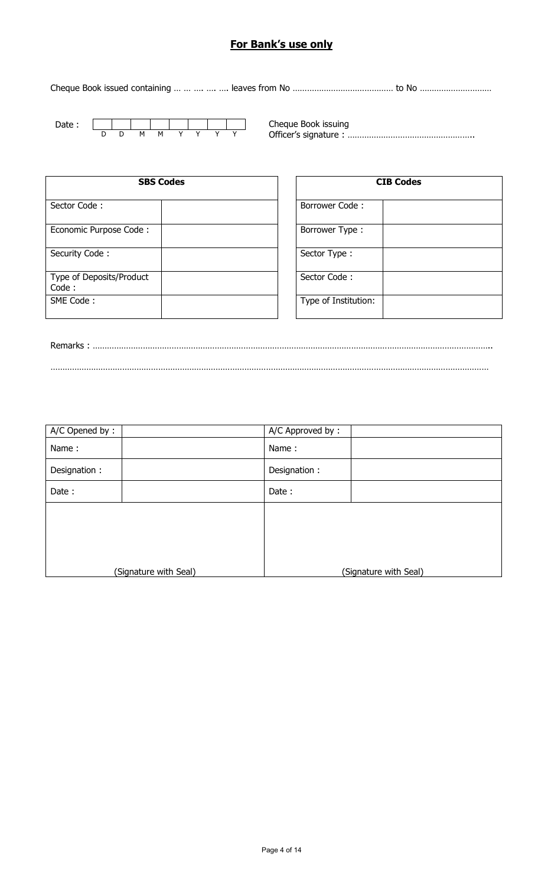## **For Bank's use only**

Cheque Book issued containing … … …. …. …. leaves from No …………………………………… to No …………………………

Date : | | | | | | | | | (D D M M Y Y Y Y)

Cheque Book issuing Officer's signature : ……………………………………………..

| SBS Codes | |
|---|---|
| Sector Code : | |
| Economic Purpose Code : | |
| Security Code : | |
| Type of Deposits/Product Code : | |
| SME Code : | |

| CIB Codes | |
|---|---|
| Borrower Code : | |
| Borrower Type : | |
| Sector Type : | |
| Sector Code : | |
| Type of Institution: | |

Remarks : ……………………………………………………………………………………………………………………………………………..

……………………………………………………………………………………………………………………………………………………………

| A/C Opened by : | | A/C Approved by : | |
|---|---|---|---|
| Name : | | Name : | |
| Designation : | | Designation : | |
| Date : | | Date : | |
| (Signature with Seal) | | (Signature with Seal) | |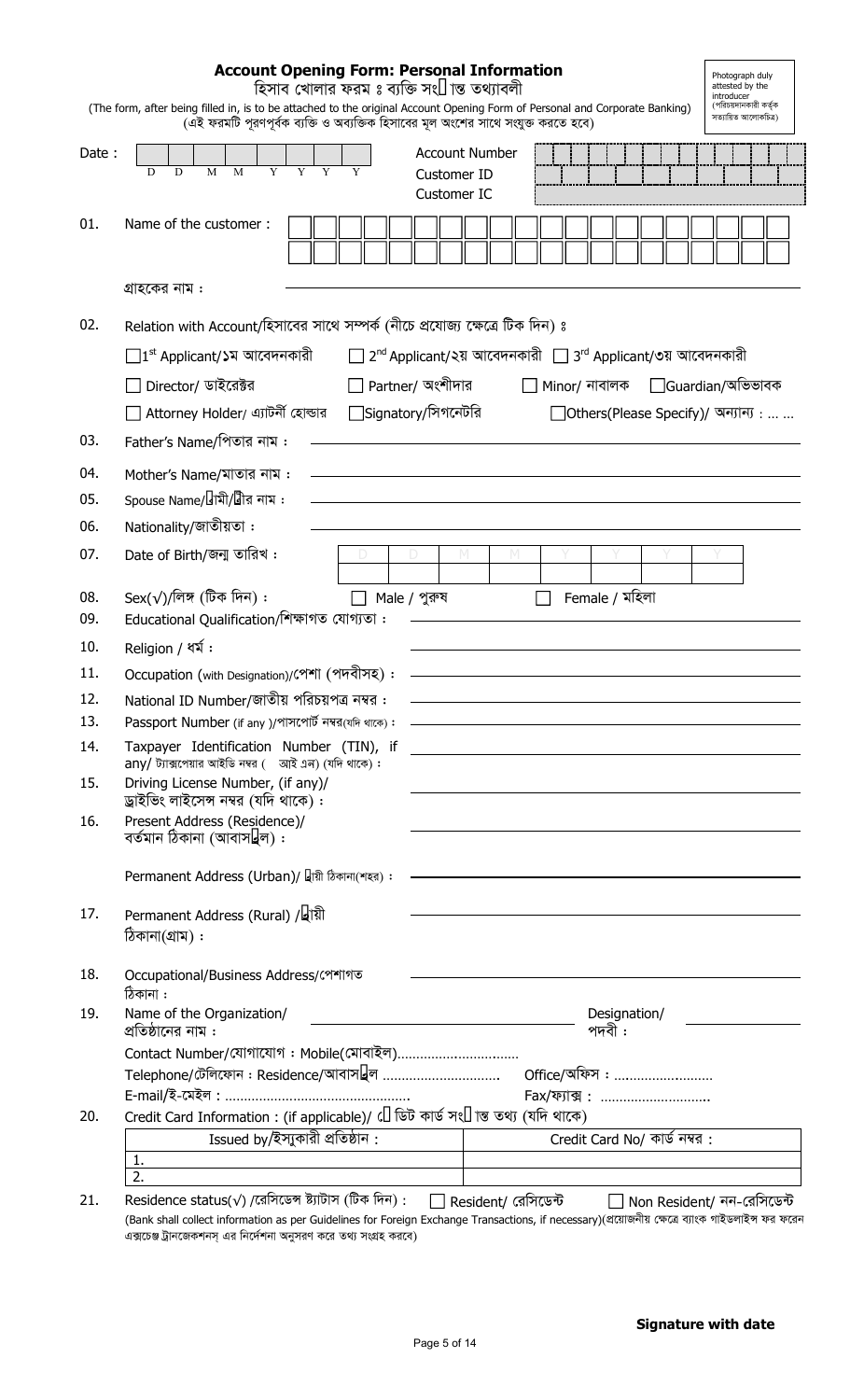# Account Opening Form: Personal Information

হিসাব খোলার ফরম ঃ ব্যক্তি সং৷ান্ত তথ্যাবলী

(The form, after being filled in, is to be attached to the original Account Opening Form of Personal and Corporate Banking)
(এই ফরমটি পূরণপূর্বক ব্যক্তি ও অব্যক্তিক হিসাবের মূল অংশের সাথে সংযুক্ত করতে হবে)

Photograph duly attested by the introducer
(পরিচয়দানকারী কর্তৃক সত্যায়িত আলোকচিত্র)

Date : D D M M Y Y Y Y

Account Number
Customer ID
Customer IC

01. Name of the customer :

গ্রাহকের নাম :

02. Relation with Account/হিসাবের সাথে সম্পর্ক (নীচে প্রযোজ্য ক্ষেত্রে টিক দিন) ঃ

☐ 1st Applicant/১ম আবেদনকারী ☐ 2nd Applicant/২য় আবেদনকারী ☐ 3rd Applicant/৩য় আবেদনকারী

☐ Director/ ডাইরেক্টর ☐ Partner/ অংশীদার ☐ Minor/ নাবালক ☐ Guardian/অভিভাবক

☐ Attorney Holder/ এ্যাটর্নী হোল্ডার ☐ Signatory/সিগনেটরি ☐ Others(Please Specify)/ অন্যান্য : ... ...

03. Father's Name/পিতার নাম :

04. Mother's Name/মাতার নাম :

05. Spouse Name/৷ামী/৷ীর নাম :

06. Nationality/জাতীয়তা :

07. Date of Birth/জন্ম তারিখ : D D M M Y Y Y Y

08. Sex(√)/লিঙ্গ (টিক দিন) : ☐ Male / পুরুষ ☐ Female / মহিলা

09. Educational Qualification/শিক্ষাগত যোগ্যতা :

10. Religion / ধর্ম :

11. Occupation (with Designation)/পেশা (পদবীসহ) :

12. National ID Number/জাতীয় পরিচয়পত্র নম্বর :

13. Passport Number (if any )/পাসপোর্ট নম্বর(যদি থাকে) :

14. Taxpayer Identification Number (TIN), if any/ ট্যাক্সপেয়ার আইডি নম্বর ( আই এন) (যদি থাকে) :

15. Driving License Number, (if any)/ ড্রাইভিং লাইসেন্স নম্বর (যদি থাকে) :

16. Present Address (Residence)/ বর্তমান ঠিকানা (আবাস৷ল) :

Permanent Address (Urban)/ ৷ায়ী ঠিকানা(শহর) :

17. Permanent Address (Rural) /৷ায়ী ঠিকানা(গ্রাম) :

18. Occupational/Business Address/পেশাগত ঠিকানা :

19. Name of the Organization/ প্রতিষ্ঠানের নাম : Designation/ পদবী :

Contact Number/যোগাযোগ : Mobile(মোবাইল)................................

Telephone/টেলিফোন : Residence/আবাস৷ল .............................. Office/অফিস : ..........................

E-mail/ই-মেইল : ............................................... Fax/ফ্যাক্স : ............................

20. Credit Card Information : (if applicable)/ ৷ে ডিট কার্ড সং৷ান্ত তথ্য (যদি থাকে)

| Issued by/ইস্যুকারী প্রতিষ্ঠান : | Credit Card No/ কার্ড নম্বর : |
|---|---|
| 1. | |
| 2. | |

21. Residence status(√) /রেসিডেন্স ষ্ট্যাটাস (টিক দিন) : ☐ Resident/ রেসিডেন্ট ☐ Non Resident/ নন-রেসিডেন্ট

(Bank shall collect information as per Guidelines for Foreign Exchange Transactions, if necessary)(প্রয়োজনীয় ক্ষেত্রে ব্যাংক গাইডলাইন্স ফর ফরেন এক্সচেঞ্জ ট্রানজেকশনস্ এর নির্দেশনা অনুসরণ করে তথ্য সংগ্রহ করবে)

**Signature with date**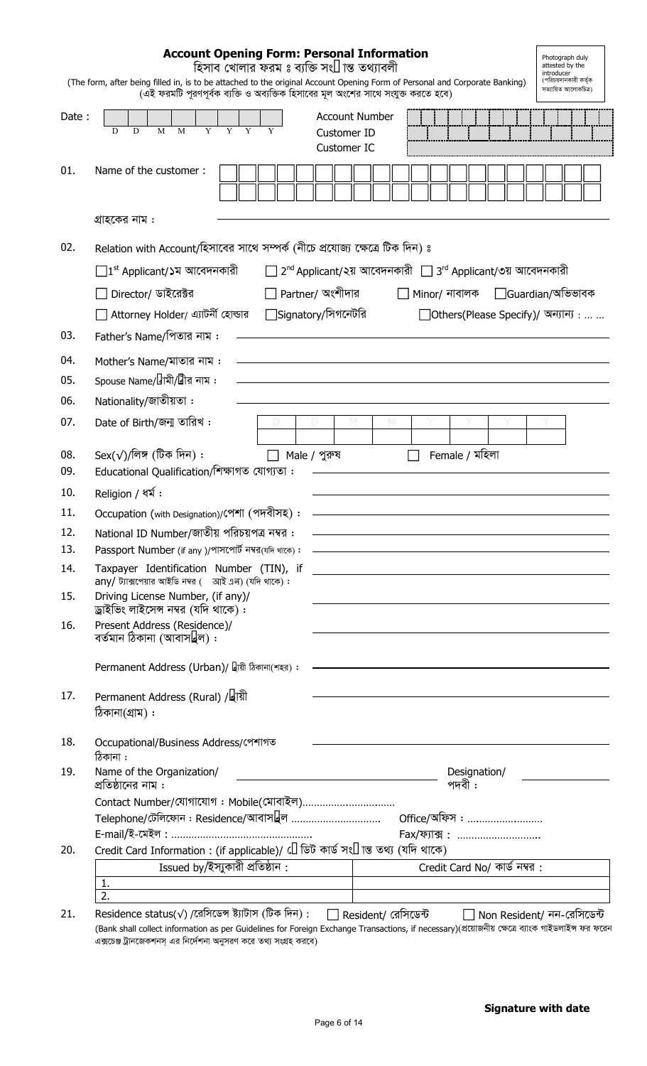# Account Opening Form: Personal Information

হিসাব খোলার ফরম ঃ ব্যক্তি সংক্রান্ত তথ্যাবলী

(The form, after being filled in, is to be attached to the original Account Opening Form of Personal and Corporate Banking)
(এই ফরমটি পূরণপূর্বক ব্যক্তি ও অব্যক্তিক হিসাবের মূল অংশের সাথে সংযুক্ত করতে হবে)

Photograph duly attested by the introducer (পরিচয়দানকারী কর্তৃক সত্যায়িত আলোকচিত্র)

Date : D D M M Y Y Y Y

Account Number

Customer ID

Customer IC

01. Name of the customer :

গ্রাহকের নাম :

02. Relation with Account/হিসাবের সাথে সম্পর্ক (নীচে প্রযোজ্য ক্ষেত্রে টিক দিন) ঃ

☐ 1st Applicant/১ম আবেদনকারী ☐ 2nd Applicant/২য় আবেদনকারী ☐ 3rd Applicant/৩য় আবেদনকারী

☐ Director/ ডাইরেক্টর ☐ Partner/ অংশীদার ☐ Minor/ নাবালক ☐ Guardian/অভিভাবক

☐ Attorney Holder/ এ্যাটর্নী হোল্ডার ☐ Signatory/সিগনেটরি ☐ Others(Please Specify)/ অন্যান্য : … …

03. Father's Name/পিতার নাম :

04. Mother's Name/মাতার নাম :

05. Spouse Name/স্বামী/স্ত্রীর নাম :

06. Nationality/জাতীয়তা :

07. Date of Birth/জন্ম তারিখ : D D M M Y Y Y Y

08. Sex(√)/লিঙ্গ (টিক দিন) : ☐ Male / পুরুষ ☐ Female / মহিলা

09. Educational Qualification/শিক্ষাগত যোগ্যতা :

10. Religion / ধর্ম :

11. Occupation (with Designation)/পেশা (পদবীসহ) :

12. National ID Number/জাতীয় পরিচয়পত্র নম্বর :

13. Passport Number (if any )/পাসপোর্ট নম্বর(যদি থাকে) :

14. Taxpayer Identification Number (TIN), if any/ ট্যাক্সপেয়ার আইডি নম্বর ( আই এন) (যদি থাকে) :

15. Driving License Number, (if any)/ ড্রাইভিং লাইসেন্স নম্বর (যদি থাকে) :

16. Present Address (Residence)/ বর্তমান ঠিকানা (আবাসস্থল) :

Permanent Address (Urban)/ স্থায়ী ঠিকানা(শহর) :

17. Permanent Address (Rural) /স্থায়ী ঠিকানা(গ্রাম) :

18. Occupational/Business Address/পেশাগত ঠিকানা :

19. Name of the Organization/ প্রতিষ্ঠানের নাম : Designation/ পদবী :

Contact Number/যোগাযোগ : Mobile(মোবাইল)……………………………

Telephone/টেলিফোন : Residence/আবাসস্থল ………………………… Office/অফিস : ………………………

E-mail/ই-মেইল : ………………………………………… Fax/ফ্যাক্স : ………………………

20. Credit Card Information : (if applicable)/ ক্রেডিট কার্ড সংক্রান্ত তথ্য (যদি থাকে)

| Issued by/ইস্যুকারী প্রতিষ্ঠান : | Credit Card No/ কার্ড নম্বর : |
|---|---|
| 1. | |
| 2. | |

21. Residence status(√) /রেসিডেন্স ষ্ট্যাটাস (টিক দিন) : ☐ Resident/ রেসিডেন্ট ☐ Non Resident/ নন-রেসিডেন্ট

(Bank shall collect information as per Guidelines for Foreign Exchange Transactions, if necessary)(প্রয়োজনীয় ক্ষেত্রে ব্যাংক গাইডলাইন্স ফর ফরেন এক্সচেঞ্জ ট্রানজেকশনস্ এর নির্দেশনা অনুসরণ করে তথ্য সংগ্রহ করবে)

**Signature with date**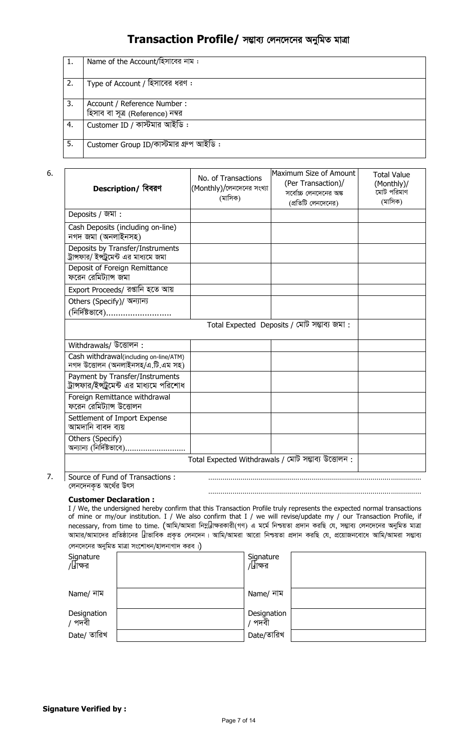# Transaction Profile/ সম্ভাব্য লেনদেনের অনুমিত মাত্রা

| | |
|---|---|
| 1. | Name of the Account/হিসাবের নাম : |
| 2. | Type of Account / হিসাবের ধরণ : |
| 3. | Account / Reference Number : হিসাব বা সূত্র (Reference) নম্বর |
| 4. | Customer ID / কাস্টমার আইডি : |
| 5. | Customer Group ID/কাস্টমার গ্রুপ আইডি : |

6.

| Description/ বিবরণ | No. of Transactions (Monthly)/লেনদেনের সংখ্যা (মাসিক) | Maximum Size of Amount (Per Transaction)/ সর্বোচ্চ লেনদেনের অঙ্ক (প্রতিটি লেনদেনের) | Total Value (Monthly)/ মোট পরিমাণ (মাসিক) |
|---|---|---|---|
| Deposits / জমা : | | | |
| Cash Deposits (including on-line) নগদ জমা (অনলাইনসহ) | | | |
| Deposits by Transfer/Instruments ট্রান্সফার/ ইন্সট্রুমেন্ট এর মাধ্যমে জমা | | | |
| Deposit of Foreign Remittance ফরেন রেমিট্যান্স জমা | | | |
| Export Proceeds/ রপ্তানি হতে আয় | | | |
| Others (Specify)/ অন্যান্য (নির্দিষ্টভাবে)........................... | | | |
| | | Total Expected Deposits / মোট সম্ভাব্য জমা : | |
| Withdrawals/ উত্তোলন : | | | |
| Cash withdrawal(including on-line/ATM) নগদ উত্তোলন (অনলাইনসহ/এ.টি.এম সহ) | | | |
| Payment by Transfer/Instruments ট্রান্সফার/ইন্সট্রুমেন্ট এর মাধ্যমে পরিশোধ | | | |
| Foreign Remittance withdrawal ফরেন রেমিট্যান্স উত্তোলন | | | |
| Settlement of Import Expense আমদানি বাবদ ব্যয় | | | |
| Others (Specify) অন্যান্য (নির্দিষ্টভাবে).......................... | | | |
| | | Total Expected Withdrawals / মোট সম্ভাব্য উত্তোলন : | |

7. Source of Fund of Transactions : লেনদেনকৃত অর্থের উৎস .......................................................................................................

.......................................................................................................

**Customer Declaration :**

I / We, the undersigned hereby confirm that this Transaction Profile truly represents the expected normal transactions of mine or my/our institution. I / We also confirm that I / we will revise/update my / our Transaction Profile, if necessary, from time to time. (আমি/আমরা নিম্নস্বাক্ষরকারী(গণ) এ মর্মে নিশ্চয়তা প্রদান করছি যে, সম্ভাব্য লেনদেনের অনুমিত মাত্রা আমার/আমাদের প্রতিষ্ঠানের স্বাভাবিক প্রকৃত লেনদেন। আমি/আমরা আরো নিশ্চয়তা প্রদান করছি যে, প্রয়োজনবোধে আমি/আমরা সম্ভাব্য লেনদেনের অনুমিত মাত্রা সংশোধন/হালনাগাদ করব।)

| | | | |
|---|---|---|---|
| Signature /স্বাক্ষর | | Signature /স্বাক্ষর | |
| Name/ নাম | | Name/ নাম | |
| Designation / পদবী | | Designation / পদবী | |
| Date/ তারিখ | | Date/তারিখ | |

**Signature Verified by :**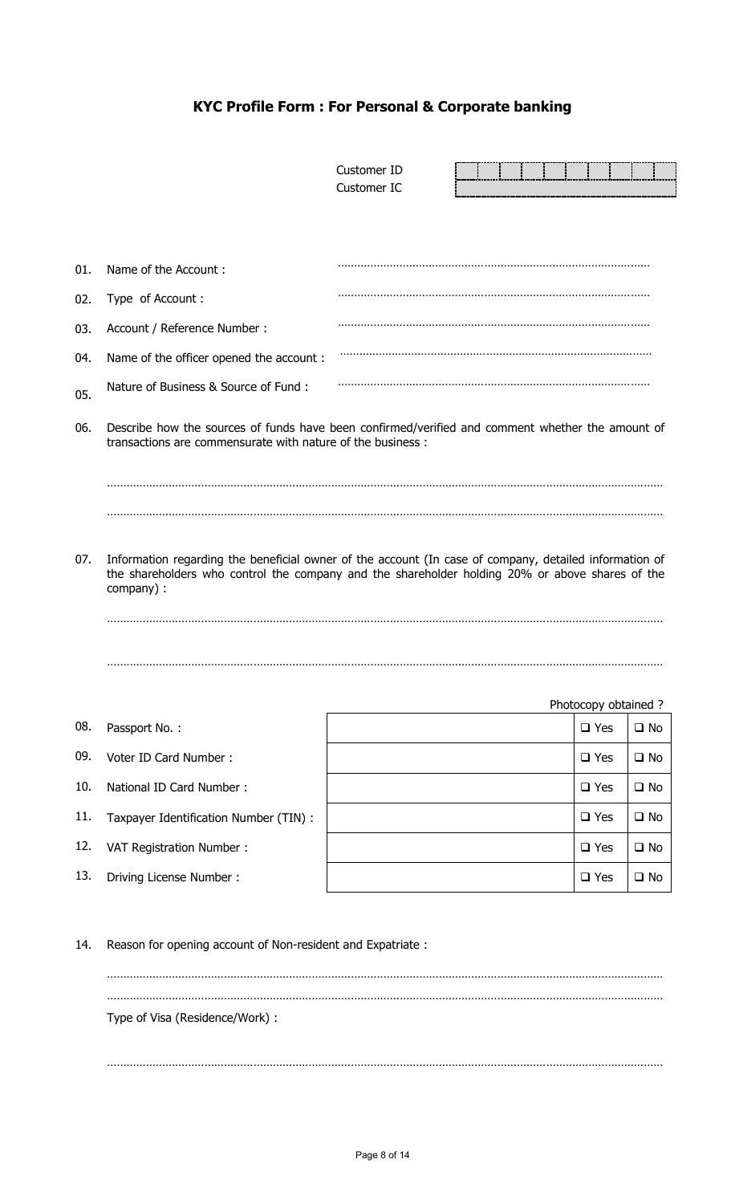## KYC Profile Form : For Personal & Corporate banking

Customer ID

Customer IC

01. Name of the Account : ..........................................................................................

02. Type of Account : ..........................................................................................

03. Account / Reference Number : ..........................................................................................

04. Name of the officer opened the account : ..........................................................................................

05. Nature of Business & Source of Fund : ..........................................................................................

06. Describe how the sources of funds have been confirmed/verified and comment whether the amount of transactions are commensurate with nature of the business :

..........................................................................................................................................................

..........................................................................................................................................................

07. Information regarding the beneficial owner of the account (In case of company, detailed information of the shareholders who control the company and the shareholder holding 20% or above shares of the company) :

..........................................................................................................................................................

..........................................................................................................................................................

| | | | Photocopy obtained ? | |
|---|---|---|---|---|
| 08. | Passport No. : | | ❑ Yes | ❑ No |
| 09. | Voter ID Card Number : | | ❑ Yes | ❑ No |
| 10. | National ID Card Number : | | ❑ Yes | ❑ No |
| 11. | Taxpayer Identification Number (TIN) : | | ❑ Yes | ❑ No |
| 12. | VAT Registration Number : | | ❑ Yes | ❑ No |
| 13. | Driving License Number : | | ❑ Yes | ❑ No |

14. Reason for opening account of Non-resident and Expatriate :

..........................................................................................................................................................

..........................................................................................................................................................

Type of Visa (Residence/Work) :

..........................................................................................................................................................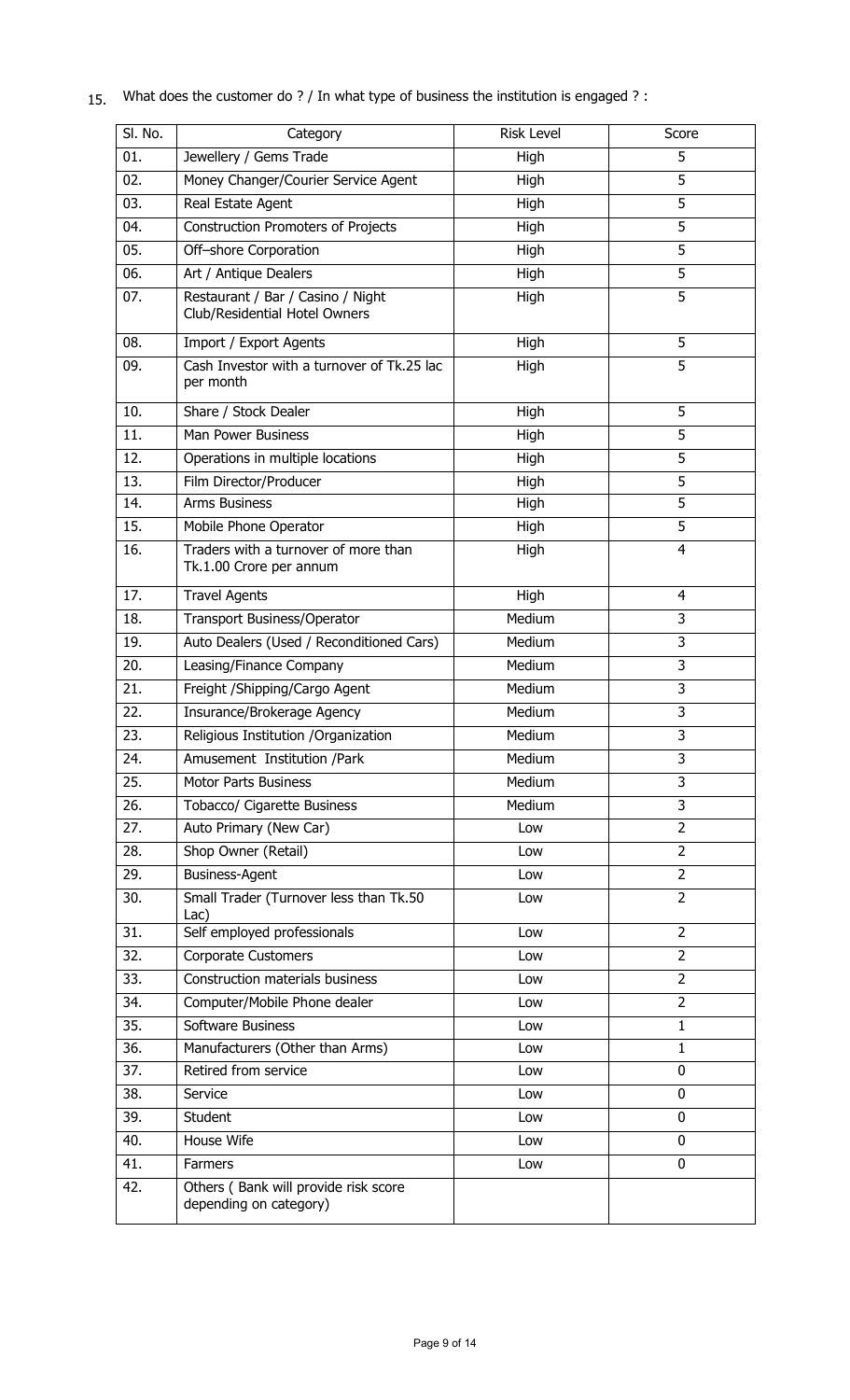15. What does the customer do ? / In what type of business the institution is engaged ? :

| Sl. No. | Category | Risk Level | Score |
|---|---|---|---|
| 01. | Jewellery / Gems Trade | High | 5 |
| 02. | Money Changer/Courier Service Agent | High | 5 |
| 03. | Real Estate Agent | High | 5 |
| 04. | Construction Promoters of Projects | High | 5 |
| 05. | Off–shore Corporation | High | 5 |
| 06. | Art / Antique Dealers | High | 5 |
| 07. | Restaurant / Bar / Casino / Night Club/Residential Hotel Owners | High | 5 |
| 08. | Import / Export Agents | High | 5 |
| 09. | Cash Investor with a turnover of Tk.25 lac per month | High | 5 |
| 10. | Share / Stock Dealer | High | 5 |
| 11. | Man Power Business | High | 5 |
| 12. | Operations in multiple locations | High | 5 |
| 13. | Film Director/Producer | High | 5 |
| 14. | Arms Business | High | 5 |
| 15. | Mobile Phone Operator | High | 5 |
| 16. | Traders with a turnover of more than Tk.1.00 Crore per annum | High | 4 |
| 17. | Travel Agents | High | 4 |
| 18. | Transport Business/Operator | Medium | 3 |
| 19. | Auto Dealers (Used / Reconditioned Cars) | Medium | 3 |
| 20. | Leasing/Finance Company | Medium | 3 |
| 21. | Freight /Shipping/Cargo Agent | Medium | 3 |
| 22. | Insurance/Brokerage Agency | Medium | 3 |
| 23. | Religious Institution /Organization | Medium | 3 |
| 24. | Amusement Institution /Park | Medium | 3 |
| 25. | Motor Parts Business | Medium | 3 |
| 26. | Tobacco/ Cigarette Business | Medium | 3 |
| 27. | Auto Primary (New Car) | Low | 2 |
| 28. | Shop Owner (Retail) | Low | 2 |
| 29. | Business-Agent | Low | 2 |
| 30. | Small Trader (Turnover less than Tk.50 Lac) | Low | 2 |
| 31. | Self employed professionals | Low | 2 |
| 32. | Corporate Customers | Low | 2 |
| 33. | Construction materials business | Low | 2 |
| 34. | Computer/Mobile Phone dealer | Low | 2 |
| 35. | Software Business | Low | 1 |
| 36. | Manufacturers (Other than Arms) | Low | 1 |
| 37. | Retired from service | Low | 0 |
| 38. | Service | Low | 0 |
| 39. | Student | Low | 0 |
| 40. | House Wife | Low | 0 |
| 41. | Farmers | Low | 0 |
| 42. | Others ( Bank will provide risk score depending on category) | | |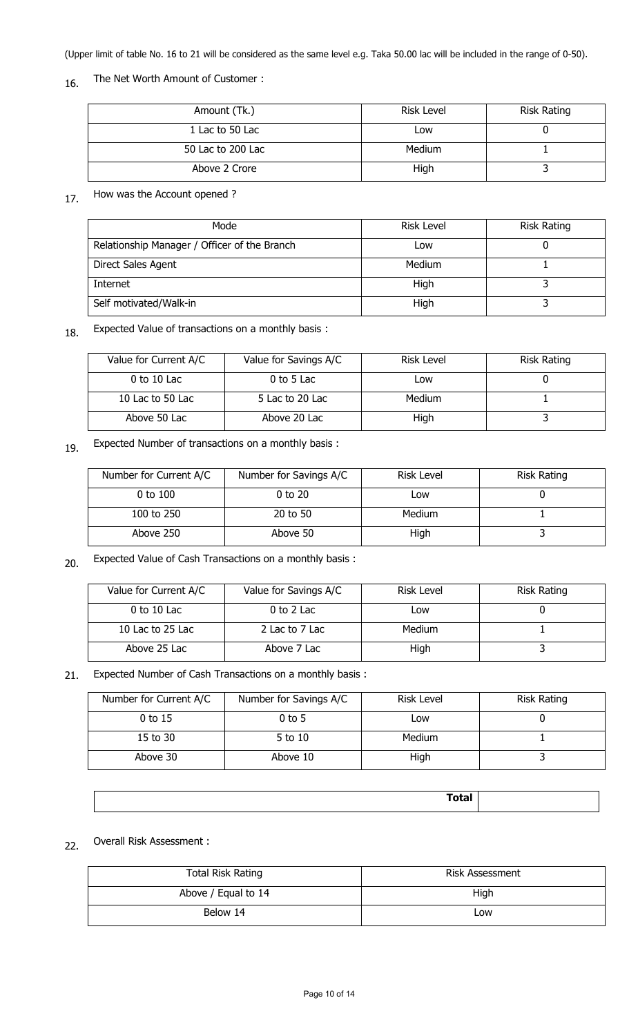(Upper limit of table No. 16 to 21 will be considered as the same level e.g. Taka 50.00 lac will be included in the range of 0-50).

16. The Net Worth Amount of Customer :

| Amount (Tk.) | Risk Level | Risk Rating |
|---|---|---|
| 1 Lac to 50 Lac | Low | 0 |
| 50 Lac to 200 Lac | Medium | 1 |
| Above 2 Crore | High | 3 |

17. How was the Account opened ?

| Mode | Risk Level | Risk Rating |
|---|---|---|
| Relationship Manager / Officer of the Branch | Low | 0 |
| Direct Sales Agent | Medium | 1 |
| Internet | High | 3 |
| Self motivated/Walk-in | High | 3 |

18. Expected Value of transactions on a monthly basis :

| Value for Current A/C | Value for Savings A/C | Risk Level | Risk Rating |
|---|---|---|---|
| 0 to 10 Lac | 0 to 5 Lac | Low | 0 |
| 10 Lac to 50 Lac | 5 Lac to 20 Lac | Medium | 1 |
| Above 50 Lac | Above 20 Lac | High | 3 |

19. Expected Number of transactions on a monthly basis :

| Number for Current A/C | Number for Savings A/C | Risk Level | Risk Rating |
|---|---|---|---|
| 0 to 100 | 0 to 20 | Low | 0 |
| 100 to 250 | 20 to 50 | Medium | 1 |
| Above 250 | Above 50 | High | 3 |

20. Expected Value of Cash Transactions on a monthly basis :

| Value for Current A/C | Value for Savings A/C | Risk Level | Risk Rating |
|---|---|---|---|
| 0 to 10 Lac | 0 to 2 Lac | Low | 0 |
| 10 Lac to 25 Lac | 2 Lac to 7 Lac | Medium | 1 |
| Above 25 Lac | Above 7 Lac | High | 3 |

21. Expected Number of Cash Transactions on a monthly basis :

| Number for Current A/C | Number for Savings A/C | Risk Level | Risk Rating |
|---|---|---|---|
| 0 to 15 | 0 to 5 | Low | 0 |
| 15 to 30 | 5 to 10 | Medium | 1 |
| Above 30 | Above 10 | High | 3 |

| **Total** | |
|---|---|

22. Overall Risk Assessment :

| Total Risk Rating | Risk Assessment |
|---|---|
| Above / Equal to 14 | High |
| Below 14 | Low |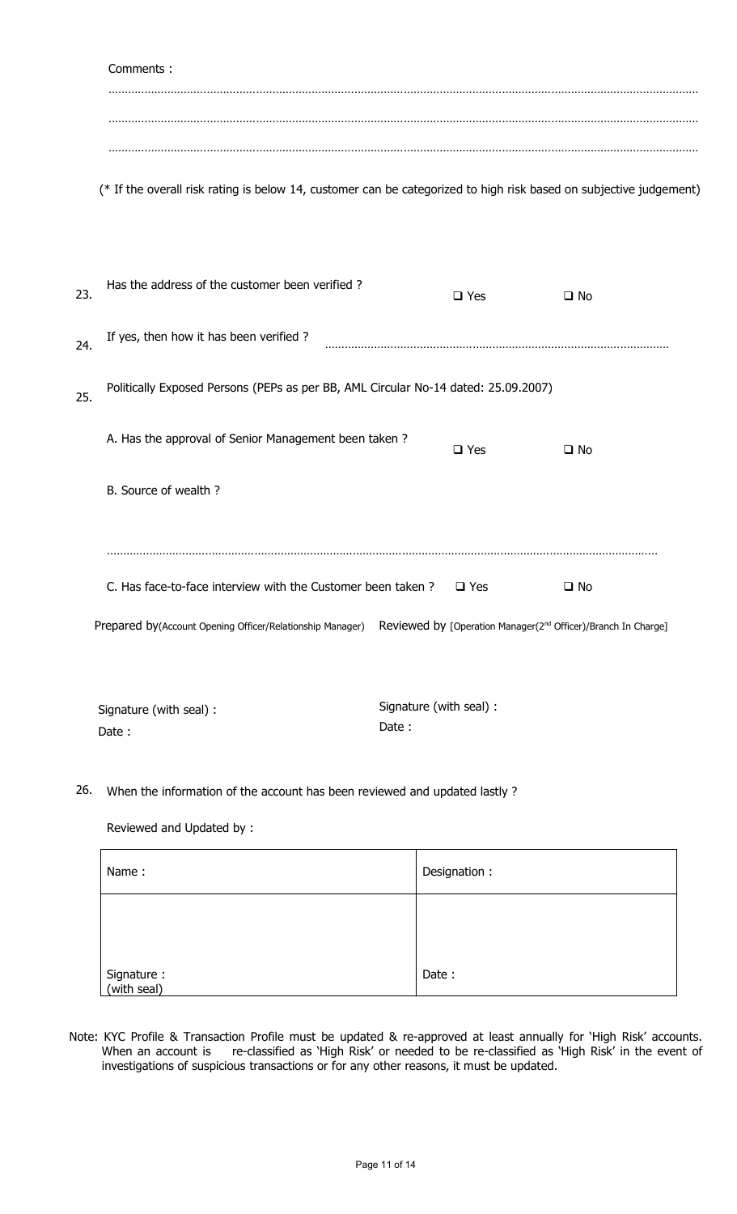Comments :

……………………………………………………………………………………………………………………………………………………

……………………………………………………………………………………………………………………………………………………

……………………………………………………………………………………………………………………………………………………

(* If the overall risk rating is below 14, customer can be categorized to high risk based on subjective judgement)

23. Has the address of the customer been verified ? ❑ Yes ❑ No

24. If yes, then how it has been verified ? ………………………………………………………………………………………

25. Politically Exposed Persons (PEPs as per BB, AML Circular No-14 dated: 25.09.2007)

A. Has the approval of Senior Management been taken ? ❑ Yes ❑ No

B. Source of wealth ?

……………………………………………………………………………………………………………………………………………

C. Has face-to-face interview with the Customer been taken ? ❑ Yes ❑ No

| Prepared by(Account Opening Officer/Relationship Manager) | Reviewed by [Operation Manager(2nd Officer)/Branch In Charge] |
| --- | --- |
| Signature (with seal) :<br>Date : | Signature (with seal) :<br>Date : |

26. When the information of the account has been reviewed and updated lastly ?

Reviewed and Updated by :

| Name : | Designation : |
| --- | --- |
| Signature :<br>(with seal) | Date : |

Note: KYC Profile & Transaction Profile must be updated & re-approved at least annually for 'High Risk' accounts. When an account is re-classified as 'High Risk' or needed to be re-classified as 'High Risk' in the event of investigations of suspicious transactions or for any other reasons, it must be updated.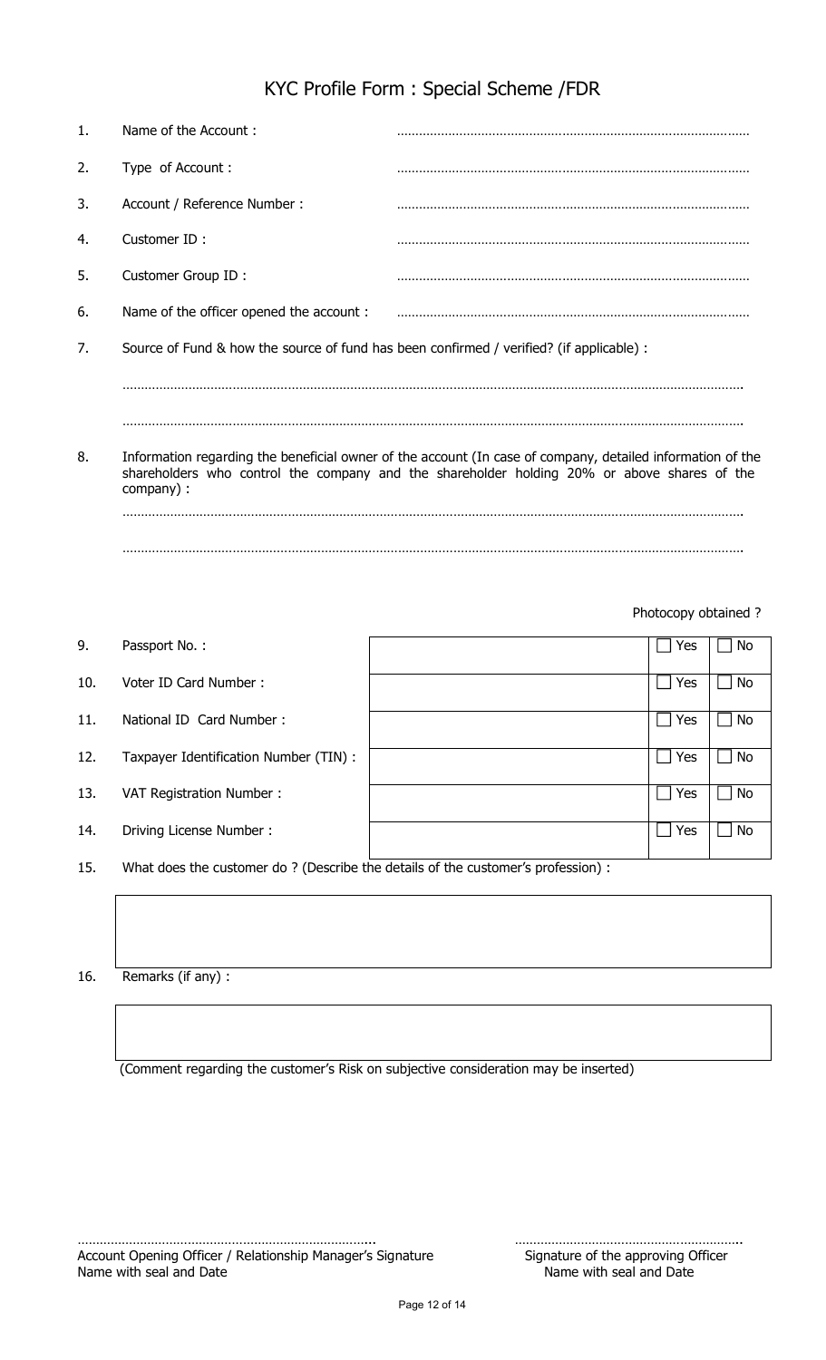# KYC Profile Form : Special Scheme /FDR

1. Name of the Account : ……………………………………………………………………………
2. Type of Account : ……………………………………………………………………………
3. Account / Reference Number : ……………………………………………………………………………
4. Customer ID : ……………………………………………………………………………
5. Customer Group ID : ……………………………………………………………………………
6. Name of the officer opened the account : ……………………………………………………………………………
7. Source of Fund & how the source of fund has been confirmed / verified? (if applicable) :

   ……………………………………………………………………………………………………………………………………………

   ……………………………………………………………………………………………………………………………………………

8. Information regarding the beneficial owner of the account (In case of company, detailed information of the shareholders who control the company and the shareholder holding 20% or above shares of the company) :

   ……………………………………………………………………………………………………………………………………………

   ……………………………………………………………………………………………………………………………………………

| | | | Photocopy obtained ? | |
|---|---|---|---|---|
| 9. | Passport No. : | | ☐ Yes | ☐ No |
| 10. | Voter ID Card Number : | | ☐ Yes | ☐ No |
| 11. | National ID Card Number : | | ☐ Yes | ☐ No |
| 12. | Taxpayer Identification Number (TIN) : | | ☐ Yes | ☐ No |
| 13. | VAT Registration Number : | | ☐ Yes | ☐ No |
| 14. | Driving License Number : | | ☐ Yes | ☐ No |

15. What does the customer do ? (Describe the details of the customer's profession) :

| |
|---|
| |

16. Remarks (if any) :

| |
|---|
| |

(Comment regarding the customer's Risk on subjective consideration may be inserted)

……………………………………………………………………… ……………………………………………………
Account Opening Officer / Relationship Manager's Signature Name with seal and Date

Signature of the approving Officer Name with seal and Date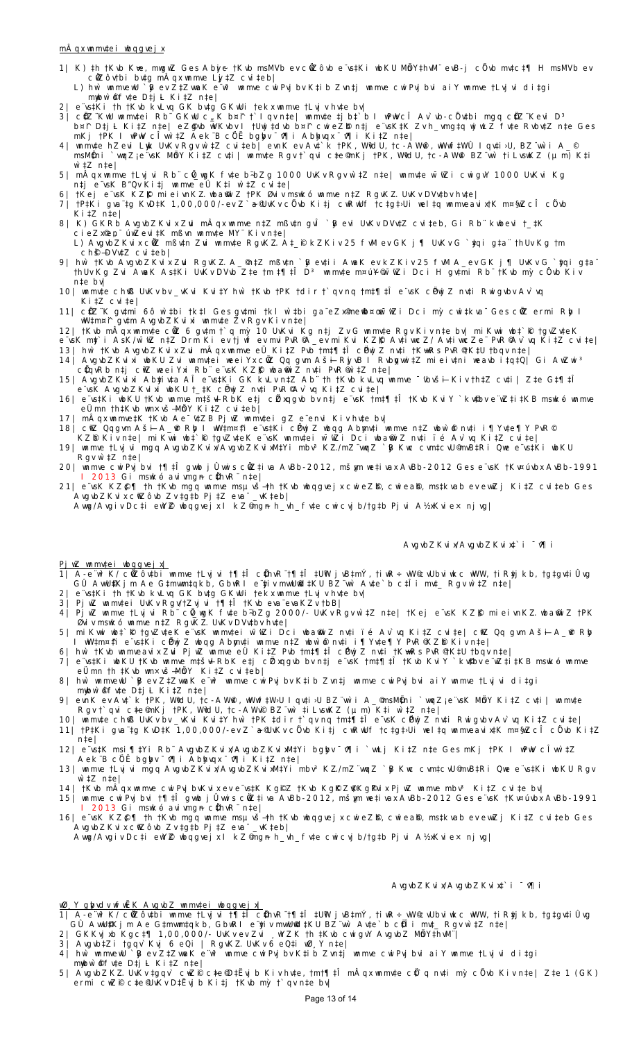mÂ qxwnmvte i wbqgvejx

1| K) th †Kvb Kwe, mwgwZ Ges Abyôvb †Kvb msMVb ev cÖwZôvb e¨vs‡Ki wbKU MÖvnK‡`i R‡b¨ msMVb ev cÖwZôvbi bv‡g mÂqxwnmve Lyj‡Z cvi‡eb|
   L) hw` wnmveU `yB ev Z‡ZvwaK e¨w³ wnmve cwiPvjbv Ki‡b Zvn‡j wnmve cwiPvjbvi aiY wnmve †Lvjvi di‡g myówó fv‡e D‡jL Ki‡Z n‡e|
2| e¨vs‡Ki †h †Kvb kvLvq GK bv‡g GKwU †ek‡x wnmve †Lvjv hv‡e bv|
3| cÖwZ¨K wnmveavix Rb¨ GKwU c„_K b¤^i †`I qv n‡e| wnmve ‡jb‡`b I wPwVcÎ Av`vb-cÖ`v‡bi mgq cÖwZ¨Kevi D³ b¤^i D‡jL Ki‡Z n‡e| eZ©gvb wKvbvI †Uwj‡dvb b¤^i cwieZ©b n‡j e¨vsK‡K Zvn_vmg‡q wjwLZ fv‡e RvbvB‡Z n‡e Ges mKj †PK I wPwVcÎ wn‡m‡e Aek¨B cÖÖ bgbvi¯^vÿi Abyhvqx¯^vÿi Ki‡Z n‡e|
4| wnmve hZevi Lyk UvKv Rgv w`‡Z cvi‡eb| evnK ev Av‡`k †PK, WªvdU, †c-AW©vi, wWwf ‡WÛ I qvivÛ BZ¨vw` i A_© msMÖn `wqZ¡ e¨vsK MÖY Ki‡Z cvi| wnmve Rgv †`qvi c‡e©mKj †PK, WªvdU, †c-AW©vi BZ¨vw` ‡i LvsvK Z (µm) Ki‡Z n‡e|
5| mÂqxwnmve †Lvjvi Rb¨ cÖ_gK fv‡e b~bZg 1000 UvKv Rgv w`‡Z n‡e| wnmve w¯'wZi cwigvY 1000 UvKvi Kg n‡j e¨vsK B"Qv Ki‡j wnmve eÜ Ki‡Z cvi‡e|
6| †Kej e¨vsK KZ©K mieivnK Z. wba©wiZ †PK Øviv msmkó wnmve n‡Z RgvKZ. UvKv DVv‡bv hv‡e|
7| †P‡Ki gva¨‡g KvD‡K 1,00,000/- ev Z`a©¦ UvKv cÖvb Ki‡j cwRkUf †c‡g‡›Ui wel‡q wnmveavix‡K m¤§wZcÎ cÖvb Ki‡Z n‡e|
8| K) GKRb AvgvbZKvix Zvui mÂqx wnmve n‡Z mßv‡n gvÎ `yB evi UvKv DVv‡Z cvi‡eb, Gi Rb¨ kwbevi †_‡K cieZx©¯^ú¨ ÚwZevi‡K mßvn wnmve MY¨ Kiv n‡e|
   L) AvgvbZKvix cÖwZ mßv‡n Zvui wnmve RgvKZ. A‡_©i k‡Ki 25 fvM ev GK j¶ UvKv G `yqi g‡a¨ †hUvKg †m cwi&gvY DVv‡Z cvi‡eb|
9| hw` †Kvb AvgvbZKvix Zvui RgvKZ. A_©n‡Z mßv‡n `yB ev‡ii AwaK ev‡iKiv 25 fvM A_ev GK j¶ UvKv `yqi g‡a¨ †hUvKg Zvi AwaK A‡_©i UvKv DVv‡Z †m †¶‡Î D³ wnmve m¤ú‡K© w¯'wZi Dci H gv‡mi Rb¨ †Kvb mỳ cÖvb Kiv n‡e bv|
10| wnmve chš— UvKv bv_vK‡j Kvi‡Y hw` †Kvb †PK †di‡Z †`qv nq †m‡¶‡Î e¨vsK cÖwjZ nv‡i Rwigvbv Av`vq Ki‡Z cvi‡e|
11| cÖwZ¨K gv‡mi 6ô w`‡bi †k‡l Ges gv‡mi †kl w`‡bi gv‡S eZ©gvb¤úwZi Dci mỳ cwi‡kva Ges cÖwZ ermi Rby I wW‡m¤^i gv‡m AvgvbZKvixi wnmve Zv Rgv Kiv n‡e|
12| †Kvb mÂqxwnmve cÖwZ 6 gv‡m †`q mỳ 10 UvKvi Kg n‡j ZvG wnmve Rgv Kiv n‡e bv| miKvwi wb‡`©k †gvZv‡eK e¨vsK mỳ`i AsK/w¯'wZ n‡Z Drm Ki ev †jwf ev mvi PvR©A_ev miKvi KZ©K Av‡ivwcZ/ Av‡ivwcZe¨ PvR© Av`vq Ki‡Z cvi‡e|
13| hw` †Kvb AvgvbZKvix Zvui mÂqxwnmve eÜ Ki‡Z Pvb †m‡¶‡Î cÖwjZ nv‡i †KwRs PvR© †K‡U †bqv n‡e|
14| AvgvbZKvixi wbKU Zvui wnmve‡i weeiYx cÖwZ Qq gvm Aš—i Rijvb I Rvbyqvix‡Z mieivn Kiv nq| Gi AwZwi³ cÖ‡qvRb n‡j cÖwZ weeiYxi Rb¨ e¨vsK KZ©K wba©wiZ PvR© w`‡Z n‡e|
15| AvgvbZKvixi Abyiva Aby‡qvZ Av‡e`‡bi wfwË‡Z Ges e¨vs‡Ki GK kvLv n‡Z Ab¨ †h †Kvb kvLvq wnmve ¯'vbvš—i Kiv †h‡Z cv‡i| Z‡e G‡¶‡Î e¨vsK AvgvbZKvixi wbKU †_‡K cÖwjZ nv‡i PvR© Av`vq Ki‡Z cvi‡e|
16| e¨vs‡Ki wbKU †Kvb wnmve m¤ú‡K© RbK e‡j cÖZxqgvb n‡j e¨vsK †m‡¶‡Î †Kvb KviY `k©v‡bv e¨wZ‡i‡KB msmkó wnmve eÜ Ki‡Z cvi‡e|
17| mÂqxwnmve‡K †Kvb Ae¯'v‡ZB Pj wZ wnmve i gZ e¨envi Kiv hv‡e bv|
18| cÖwZ Qq gvm Aš—i A_©vr Rby I wW‡m¤^‡i e¨vs‡Ki cÖwjZ wbqg Abyhvqx wnmve n‡Z wbw`©ó nv‡i i¶Yv‡e¶Y PvR© KZ©b Kiv n‡e| miKvwi wb‡`©k †gvZv‡eK e¨vsK wnmvei w¯'wZi Dci wba©wiZ nv‡i Ïé Av`vq Ki‡Z cvi‡e|
19| wnmve †Lvjvi mgq AvgvbZKvix/AvgvbZKvix‡Yi mbv³KvixKvix‡K I/wZ"wwqvZ `yB Kwc cvm‡cvU©mvB‡Ri Qwe e¨vs‡Ki wbKU Rgv w`‡Z n‡e|
20| wnmve cwiPvjbvi †¶‡Î gwb jÛvwis cÖwZ‡iva AvBb-2012, mš¿vm we‡ivax AvBb-2012 Ges e¨vsK †Kv¤úvbx AvBb-1991 I 2013 Gi msmkó avivmgn cÖhvR¨ n‡e|
21| e¨vsK KZ©©c¶ †h †Kvb mgq wnmve msµvš—†h †Kvb wbqgvejx cwieZ©b, cwieab, ms‡kvab ev evwZj Ki‡Z cvi‡eb Ges AvgvbZKvix cÖwZôvb Zv †g‡b Pj‡Z eva¨ _vK‡eb|
   Avwg/Avgiv Dc‡i eW©Z wbqgvejx I kZ©mgn h_vh_fv‡e cwi cvjb/†g‡b Pjvi A½xKvi e× njvg|

AvgvbZKvix/AvgvbZKvix‡`i ¯^vÿi

Pj wZ wnmv‡ei wbqgvejx|
1| A‡e¨w³ K/cÖwZôv‡bi wnmve †Lvjvi †¶‡Î cÖhvR¨ †¶‡Î ‡UªW jvB‡mÝ, †iwR÷ªk‡bi wk‡ GW, †iRy‡jk b, †g‡gvivÛ‡g GÛ AvwU©K‡j m Ae G‡mvwmqk b, Gbwm I e¨w³ i mvwU©wd‡KU BZ¨vw` Av‡e`b c‡Îi mv‡_ Rgv w`‡Z n‡e|
2| e¨vs‡Ki †h †Kvb kvLvq GK bv‡g GKwU †ek‡x wnmve †Lvjv hv‡e bv|
3| Pj wZ wnmv‡ei UvKv Rgv/†Zvjvi †¶‡Î †Kvb eva¨evaKZv †bB|
4| Pj wZ wnmve †Lvjvi Rb¨ cÖ_gK fv‡e b~bZg 2000/- UvKv Rgv w`‡Z n‡e| †Kej e¨vsK KZ©K mieivnK Z. wba©wiZ †PK Øviv msmkó wnmve n‡Z RgvKZ. UvKv DVv‡bv hv‡e|
5| miKvwi wb‡`©k †gvZv‡eK e¨vsK wnmvei w¯'wZi Dci wba©wiZ nv‡i Ïé Av`vq Ki‡Z cvi‡e| cÖwZ Qq gvm Aš—i A_©vr Rby I wW‡m¤^‡i e¨vs‡Ki cÖwjZ wbqg Abyhvqx wnmve n‡Z wbw`©ó nv‡i i¶Yv‡e¶Y PvR© KZ©b Kiv n‡e|
6| hw` †Kvb wnmveavix Zvui Pj wZ wnmve eÜ Ki‡Z Pvb †m‡¶‡Î cÖwjZ nv‡i †KwRs PvR© †K‡U †bqv n‡e|
7| e¨vs‡Ki wbKU †Kvb wnmve m¤ú‡K© RbK e‡j cÖZxqgvb n‡j e¨vsK †m‡¶‡Î †Kvb KviY `k©v‡bv e¨wZ‡i‡KB msmkó wnmve eÜ Ki‡Z cvi‡e|
8| hw` wnmveU `yB ev Z‡ZvwaK e¨w³ wnmve cwiPvjbv Ki‡b Zvn‡j wnmve cwiPvjbvi aiY wnmve †Lvjvi di‡g myówó fv‡e D‡jL Ki‡Z n‡e|
9| evnK ev Av‡`k †PK, WªvdU, †c-AW©vi, wWwf ‡WÛ I qvivÛ BZ¨vw` i A_© msMÖn `wqZ¡ e¨vsK MÖY Ki‡Z cvi| wnmve Rgv †`qvi c‡e©mKj †PK, WªvdU, †c-AW©vi BZ¨vw` ‡i LvsvK Z (µm) Ki‡Z n‡e|
10| wnmve chš— UvKv bv_vK‡j Kvi‡Y hw` †Kvb †PK †di‡Z †`qv nq †m‡¶‡Î e¨vsK cÖwjZ nv‡i Rwigvbv Av`vq Ki‡Z cvi‡e|
11| †P‡Ki gva¨‡g KvD‡K 1,00,000/- ev Z`a©¦ UvKv cÖvb Ki‡j cwRkUf †c‡g‡›Ui wel‡q wnmveavix‡K m¤§wZcÎ cÖvb Ki‡Z n‡e|
12| e¨vs‡K msi¶‡Yi Rb¨ AvgvbZKvix/AvgvbZKvix‡Yi bgbv¯^vÿi `wLj Ki‡Z n‡e Ges mKj †PK I wPwVcÎ wn‡m‡e Aek¨B cÖÖ bgbvi¯^vÿi Abyhvqx¯^vÿi Ki‡Z n‡e|
13| wnmve †Lvjvi mgq AvgvbZKvix/AvgvbZKvix‡Yi mbv³KvixKvix‡K I/wZ"wwqvZ `yB Kwc cvm‡cvU©mvB‡Ri Qwe e¨vs‡Ki wbKU Rgv w`‡Z n‡e|
14| †Kvb mÂqxwnmve cwiPvjbvKvix ev e¨vs‡K Kgx©Z †Kvb Kg©KZ©Kg©Pvix Pj wZ wnmve mbv³ Ki‡Z cvi‡e bv|
15| wnmve cwiPvjbvi †¶‡Î gwb jÛvwis cÖwZ‡iva AvBb-2012, mš¿vm we‡ivax AvBb-2012 Ges e¨vsK †Kv¤úvbx AvBb-1991 I 2013 Gi msmkó avivmgn cÖhvR¨ n‡e|
16| e¨vsK KZ©©c¶ †h †Kvb mgq wnmve msµvš—†h †Kvb wbqgvejx cwieZ©b, cwieab, ms‡kvab ev evwZj Ki‡Z cvi‡eb Ges AvgvbZKvix cÖwZôvb Zv †g‡b Pj‡Z eva¨ _vK‡eb|
   Avwg/Avgiv Dc‡i eW©Z wbqgvejx I kZ©mgn h_vh_fv‡e cwi cvjb/†g‡b Pjvi A½xKvi e× njvg|

AvgvbZKvix/AvgvbZKvix‡`i ¯^vÿi

wØ, Y gbvdv wfwËK AvgvbZ wnmv‡ei wbqgvejx|
1| A‡e¨w³ K/cÖwZôv‡bi wnmve †Lvjvi †¶‡Î cÖhvR¨ †¶‡Î ‡UªW jvB‡mÝ, †iwR÷ªk‡bi wk‡ GW, †iRy‡jk b, †g‡gvivÛ‡g GÛ AvwU©K‡j m Ae G‡mvwmqk b, Gbwm I e¨w³ i mvwU©wd‡KU BZ¨vw` Av‡e`b c‡Îi mv‡_ Rgv w`‡Z n‡e|
2| GKKvjxb Kgc‡¶ 1,00,000/- UvKv ev Zvi ¸wYZK †h †Kvb cwigvY AvgvbZ MÖvn‡hvM¨|
3| Avgvb‡Zi †gqv` Kg c‡¶ 6 eQi I RgvKZ. UvKv 6 eQ‡i wØ,Y n‡e|
4| hw` wnmveU `yB ev Z‡ZvwaK e¨w³ wnmve cwiPvjbv Ki‡b Zvn‡j wnmve cwiPvjbvi aiY wnmve †Lvjvi di‡g myówó fv‡e D‡jL Ki‡Z n‡e|
5| AvgvbZKZ. UvKv †gqv` cwZ©i c‡e©D‡Ëvjb Kiv hv‡e, †m‡¶‡Î mÂqxwnmve cÖ‡`q nv‡i mỳ cÖvb Kiv n‡e| Z‡e 1 (GK) ermi cwZ©i c‡e© UvKv D‡Ëvjb Ki‡j †Kvb mỳ †`qv n‡e bv|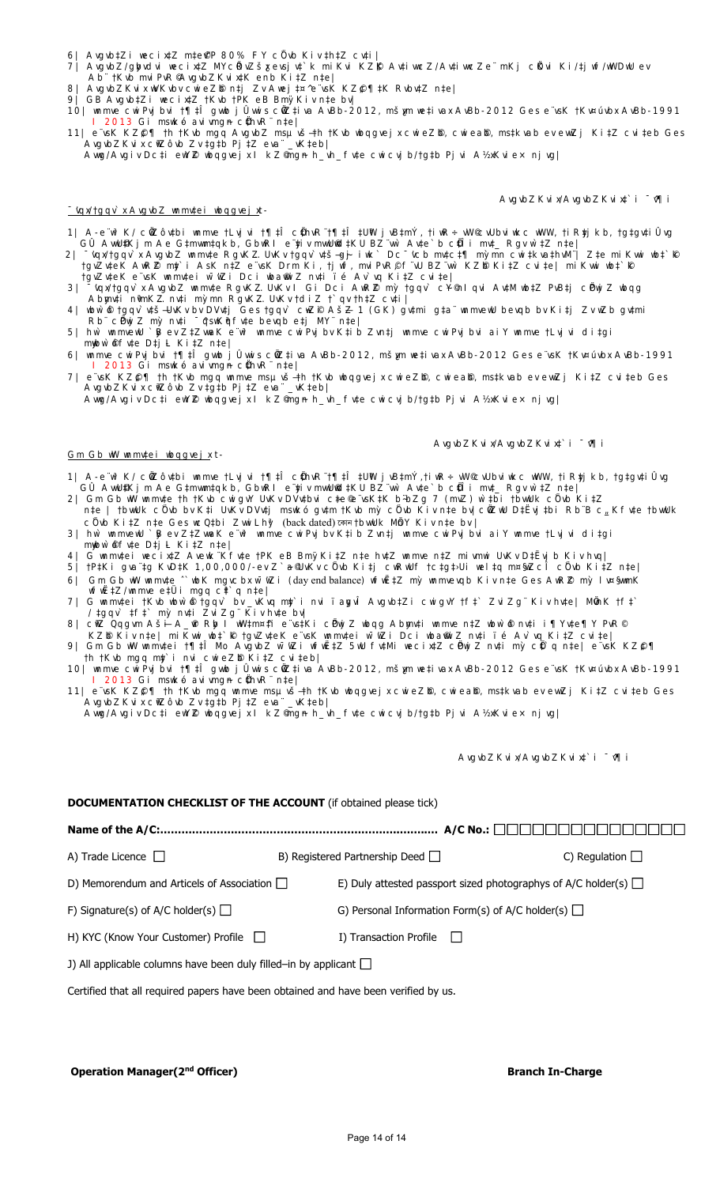6| Avgvb‡Zi wecix‡Z m‡e©P 80% FY cÖvb Kiv †h‡Z cv‡i|
7| Avgvb‡Zi/gybvdvi wecix‡Z MYcÖRvZš¿x evsjv‡`k miKvi KZ…©K Avwi‡aZ/Avwi‡ZZe¨ mKj cÖKvi Ki/‡jwf/AwMÖg Ab¨ †Kvb miKvix ev Avgvb‡Kvix‡K enb Ki‡Z n‡e|
8| Avgvb‡Zi Kvix wK‡Kvb cwi‡Z©b n‡j Z‡e Awej‡¤^ e¨vsK KZ…©c¶‡K Rvbv‡Z n‡e|
9| GB Avgvb‡Zi wecix‡Z †Kvb †PK eB Bm¨y Kiv n‡e bv|
10| wnmve cwiPvjbv †¶‡Î gvwb jÛvwis cÖwZ‡iva AvBb-2012, mš¿vm we‡ivax AvBb-2012 Ges e¨vsK †Kv¤úvbx AvBb-1991 I 2013 Gi msk‡kvab awi vmg~n cÖ‡hvR¨ n‡e|
11| e¨vsK KZ…©c¶ †h †Kvb mgq Avgvb‡Zi msµvš—†h †Kvb wbqgvejx cwieZ©b, cwieR©b, ms‡kvab ev ewnZ©j Ki‡Z cvi‡eb Ges Avgvb‡Zi Kvix cwiewZ©Z wbq‡gi Rb¨ eva¨ _vK‡eb|
Avwg/Avgiv Dc‡i ewY©Z wbqgvejx I kZ©mg~n h_vh_fv‡e cwo‡ZQ/c‡owQ Ges Zv †g‡b Pjvi A½xKvi Kwi|

Avgvb‡Zi Kvix/Avgvb‡Z Kvix‡`i ¯^v¶i

¯^í†gqv`x Avgvb‡Zi wnmv‡ei wbqgvejx t-

1| A-e¨w³ K/ cÖwZôv‡bi wnmve †Lvjvi †¶‡Î cÖ‡hvR¨ †¶‡Î ‡UW jvB‡mÝ, †iwR÷vW© cvU©bvikxc wWW, †iRy‡jkb, †g‡gvivÛvg GÛ AvwU©‡Kj Ae G‡mvwm‡qkb, GbwRI e¨y¨‡iv mvwU©wd‡KU BZ¨vw` Av‡e`‡bi mv‡_ Rgv w`‡Z n‡e|
2| ¯^í†gqv`x Avgvb‡Zi wnmve RgvKZ. UvKv †gqv`v‡š—i ci w` Dc‡¯'vcb mv‡c‡¶ wnmvei cwi‡kva‡hvM¨| Z‡e miKvwi wb‡`©‡k †gqv`v‡eK AwR©Z my` i AsK n‡Z e¨vsK Dr‡m Ki, †jwf, miKvwi/f¨vU BZ¨vw` KZ©b Ki‡Z cvi‡e| miKvwi wb‡`©‡k †gqv`v‡eK e¨vsK wnmv‡ei ¯^w¯Zi Dci wbavwiZ nv‡i ïé Av`vq Ki‡Z cvi‡e|
3| ¯^í†gqv`x Avgvb‡Zi wnmve RgvKZ. UvKvi Gi Dci AwR©Z mỳ †gqv` c~Y©n‡qi AvtM wb‡Z PvB‡j cÖPwjZ wbqg Abyhvqx n‡mK. nvi mỳmn RgvKZ. UvKv †diZ †`qv †h‡Z cv‡i|
4| wbwl× †gqv` vš—UvKv bvDVvi Ges †gqv` cwZ© AšZ—1 (GK) gv‡mi g‡a¨ wnmvewU bevqb bv Ki‡j Zv wZb gv‡mi Rb¨ cÖPwjZ mỳ nv‡i ¯^qswµqfv‡e bevqb e‡j MY¨ n‡e|
5| hw` wnmvewU `xN© ev Z‡ZwaK e¨w³ wnmve cwiPvjbv K‡ib Z‡e‡j wnmve cwiPvjbvi aiY wnmve †Lvjvi di‡gi myùó fv‡e D‡jL Ki‡Z n‡e|
6| wnmve cwiPvjbv †¶‡Î gvwb jÛvwis cÖwZ‡iva AvBb-2012, mš¿vm we‡ivax AvBb-2012 Ges e¨vsK †Kv¤úvbx AvBb-1991 I 2013 Gi msk‡kvab awi vmg~n cÖ‡hvR¨ n‡e|
7| e¨vsK KZ…©c¶ †h †Kvb mgq wnmve msµvš—†h †Kvb wbqgvejx cwieZ©b, cwieR©b, ms‡kvab ev ewnZ©j Ki‡Z cvi‡eb Ges Avgvb‡Zi Kvix cwiewZ©Z wbq‡gi Rb¨ eva¨ _vK‡eb|
Avwg/Avgiv Dc‡i ewY©Z wbqgvejx I kZ©mg~n h_vh_fv‡e cwo‡ZQ/c‡owQ Ges Zv †g‡b Pjvi A½xKvi Kwi|

Avgvb‡Zi Kvix/Avgvb‡Z Kvix‡`i ¯^v¶i

Gm Gb wW wnmv‡ei wbqgvejx t-

1| A-e¨w³ K/ cÖwZôv‡bi wnmve †Lvjvi †¶‡Î cÖ‡hvR¨ †¶‡Î ‡UW jvB‡mÝ, †iwR÷vW© cvU©bvikxc wWW, †iRy‡jkb, †g‡gvivÛvg GÛ AvwU©‡Kj Ae G‡mvwm‡qkb, GbwRI e¨y¨‡iv mvwU©wd‡KU BZ¨vw` Av‡e`‡bi mv‡_ Rgv w`‡Z n‡e|
2| Gm Gb wW wnmv‡e †h †Kvb cwigvY UvKv DVv‡bvi c‡¶ e¨vsK‡K b~¨bZg 7 (mvZ) w`‡bi †bvwUk cÖ`vb Ki‡Z n‡e| †bvwUk cÖ`vb bv K‡i UvKv DVv‡Z †Kvb mỳ cÖ`vb Kiv n‡e bv| cÖwZwU D‡Ëvj‡bi Rb¨ Bc„Kfv‡e †bvwUk cÖ`vb Ki‡Z n‡e Ges wcQ‡bi ZvwiL`y³ (back dated) কোন †bvwUk MÖnY Kiv n‡e bv|
3| hw` wnmvewU `xN© ev Z‡ZwaK e¨w³ wnmve cwiPvjbv K‡ib Z‡e‡j wnmve cwiPvjbvi aiY wnmve †Lvjvi di‡gi myùó fv‡e D‡jL Ki‡Z n‡e|
4| G wnmv‡ei wecix‡Z Avewk¨Kfv‡e †PK eB Bm¨y Ki‡Z n‡e hv‡Z wnmve n‡Z mivmwi UvKv D‡Ëvjb Kiv hvq|
5| †P‡Ki gva¨‡g KvD‡K 1,00,000/-ev Z`‡aŸ© UvKv cÖ`vb Ki‡j cwiRwUf †c‡g›Ui wel‡q m¤§wZ cÖ`vb Ki‡Z n‡e|
6| Gm Gb wW wnmv‡e ``wbK mgvcbx w¯'wZi (day end balance) wfwË‡Z mỳ wnmvevqb Kiv n‡e Ges AwR©Z mỳ I¤§vmK wfwË‡Z/wnmve e‡Üi mgq c‡`q n‡e|
7| G wnmv‡ei †Kvb wbw`©ó †gqv` bv _vKvq mỳ`i nvi ïay Avgvb‡Zi cwigvY †f‡` ZviZg¨ Kiv hv‡e| MÖvnK †f‡` /‡gqv` ‡f‡` mỳ nv‡i ZviZg¨ Kiv hv‡e bv|
8| cÖwZ Qqgvm AšÍ-A_©eQi I wW‡m¤^‡i e¨vs‡Ki cÖPwjZ wbqg Abyhvqx wnmve n‡Z wbw`©ó nv‡i i¶Yv‡e¶Y PvR© KZ©b Kiv n‡e| miKvwi wb‡`©‡k †gqv`v‡eK e¨vsK wnmv‡ei ¯^w¯Zi Dci wbavwiZ nv‡i ïé Av`vq Ki‡Z cvi‡e|
9| Gm Gb wW wnmv‡ei †¶‡Î Mo Avgvb‡Zi wfwË‡Z 5wU fv‡Mi wecix‡Z cÖPwjZ nv‡i mỳ cÖ`vb n‡e| e¨vsK KZ…©c¶ †h †Kvb mgq mỳ`i nvi cwieZ©b Ki‡Z cvi‡eb|
10| wnmve cwiPvjbv †¶‡Î gvwb jÛvwis cÖwZ‡iva AvBb-2012, mš¿vm we‡ivax AvBb-2012 Ges e¨vsK †Kv¤úvbx AvBb-1991 I 2013 Gi msk‡kvab awi vmg~n cÖ‡hvR¨ n‡e|
11| e¨vsK KZ…©c¶ †h †Kvb mgq wnmve msµvš—†h †Kvb wbqgvejx cwieZ©b, cwieR©b, ms‡kvab ev ewnZ©j Ki‡Z cvi‡eb Ges Avgvb‡Zi Kvix cwiewZ©Z wbq‡gi Rb¨ eva¨ _vK‡eb|
Avwg/Avgiv Dc‡i ewY©Z wbqgvejx I kZ©mg~n h_vh_fv‡e cwo‡ZQ/c‡owQ Ges Zv †g‡b Pjvi A½xKvi Kwi|

Avgvb‡Zi Kvix/Avgvb‡Z Kvix‡`i ¯^v¶i

**DOCUMENTATION CHECKLIST OF THE ACCOUNT** (if obtained please tick)

**Name of the A/C:……………………………………………………………………… A/C No.:** ☐☐☐☐☐☐☐☐☐☐☐☐☐☐

| | | |
|---|---|---|
| A) Trade Licence ☐ | B) Registered Partnership Deed ☐ | C) Regulation ☐ |
| D) Memorendum and Articels of Association ☐ | E) Duly attested passport sized photographs of A/C holder(s) ☐ | |
| F) Signature(s) of A/C holder(s) ☐ | G) Personal Information Form(s) of A/C holder(s) ☐ | |
| H) KYC (Know Your Customer) Profile ☐ | I) Transaction Profile ☐ | |

J) All applicable columns have been duly filled–in by applicant ☐

Certified that all required papers have been obtained and have been verified by us.

**Operation Manager(2nd Officer)** **Branch In-Charge**